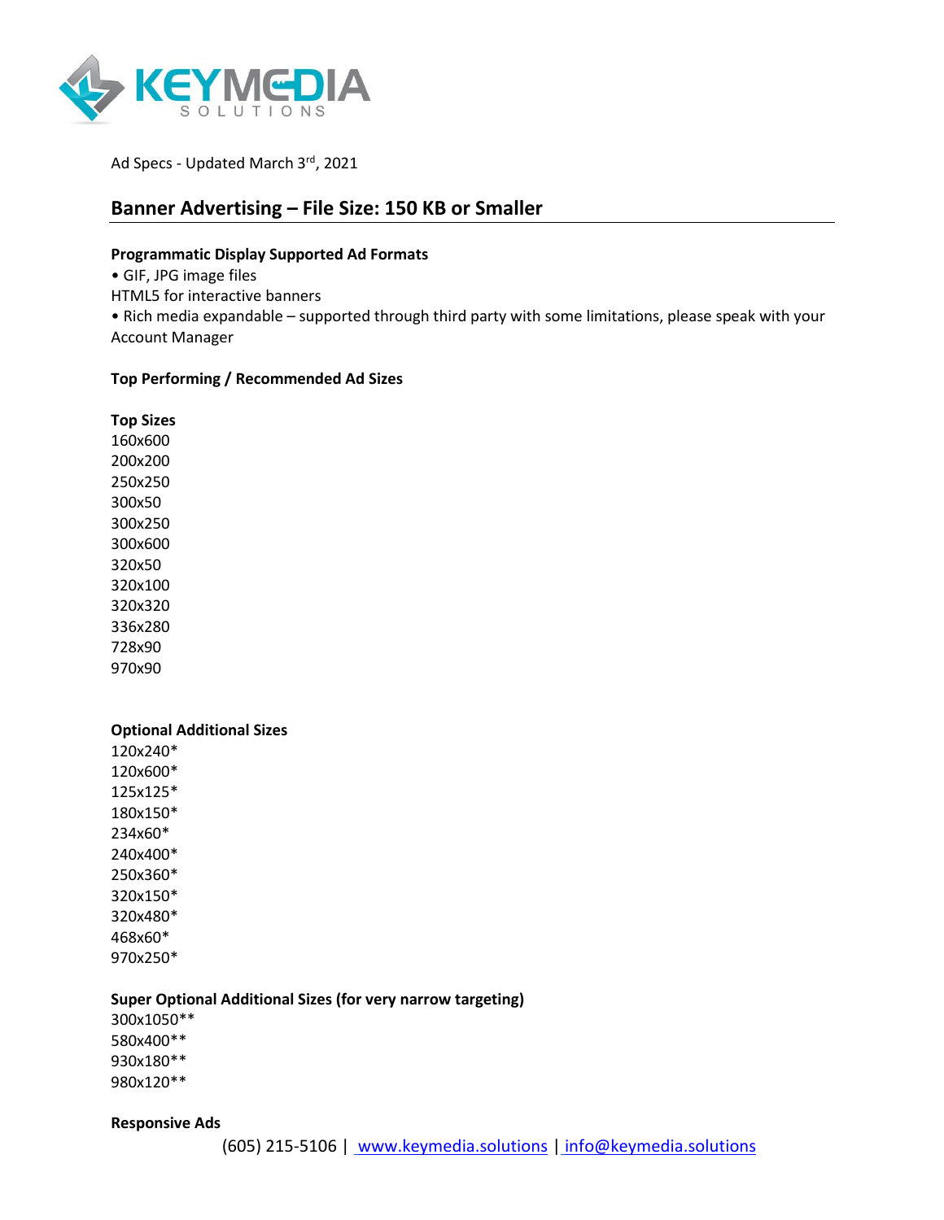Ad Specs - Updated March 3rd, 2021

## Banner Advertising – File Size: 150 KB or Smaller

**Programmatic Display Supported Ad Formats**

• GIF, JPG image files
HTML5 for interactive banners
• Rich media expandable – supported through third party with some limitations, please speak with your Account Manager

**Top Performing / Recommended Ad Sizes**

**Top Sizes**
160x600
200x200
250x250
300x50
300x250
300x600
320x50
320x100
320x320
336x280
728x90
970x90

**Optional Additional Sizes**
120x240*
120x600*
125x125*
180x150*
234x60*
240x400*
250x360*
320x150*
320x480*
468x60*
970x250*

**Super Optional Additional Sizes (for very narrow targeting)**
300x1050**
580x400**
930x180**
980x120**

**Responsive Ads**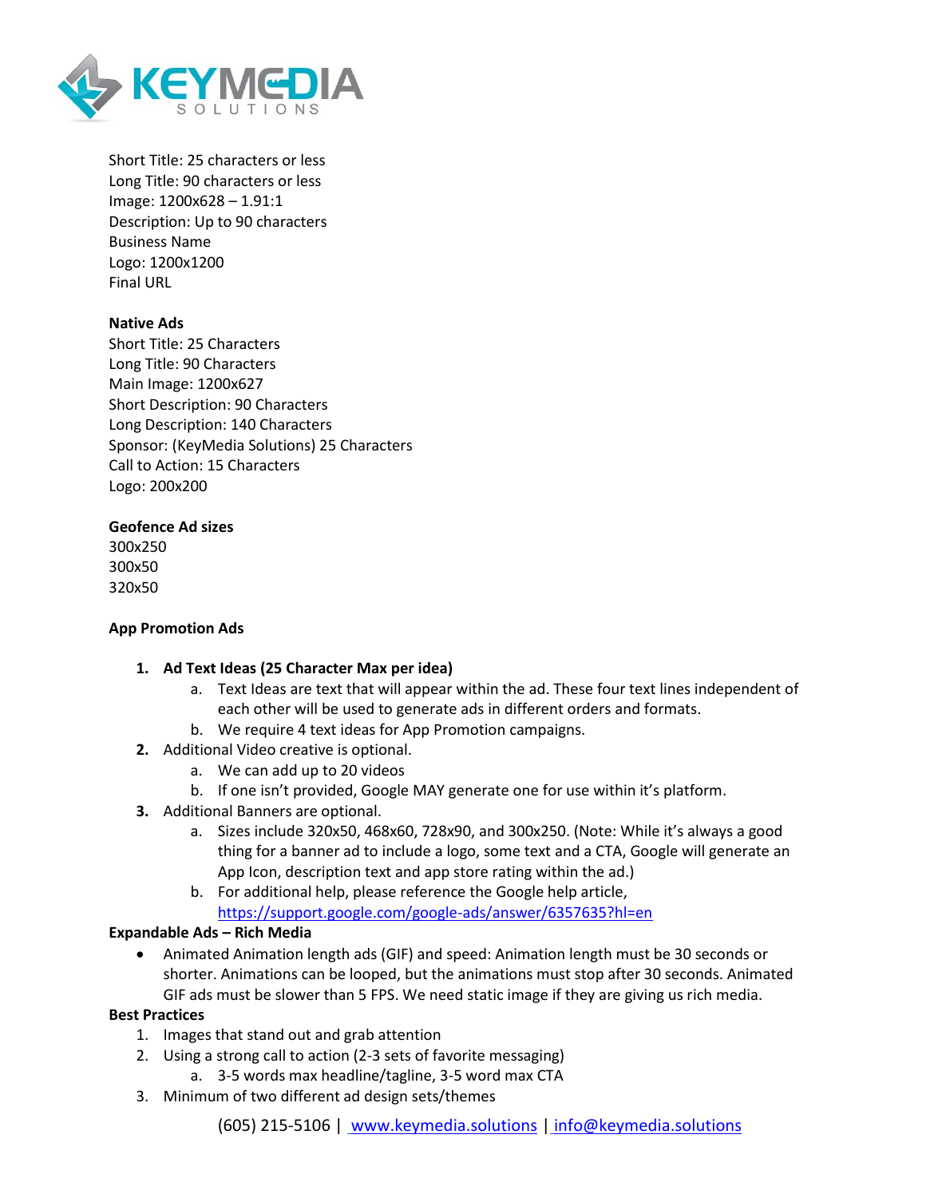Short Title: 25 characters or less
Long Title: 90 characters or less
Image: 1200x628 – 1.91:1
Description: Up to 90 characters
Business Name
Logo: 1200x1200
Final URL

**Native Ads**
Short Title: 25 Characters
Long Title: 90 Characters
Main Image: 1200x627
Short Description: 90 Characters
Long Description: 140 Characters
Sponsor: (KeyMedia Solutions) 25 Characters
Call to Action: 15 Characters
Logo: 200x200

**Geofence Ad sizes**
300x250
300x50
320x50

**App Promotion Ads**

1. **Ad Text Ideas (25 Character Max per idea)**
   a. Text Ideas are text that will appear within the ad. These four text lines independent of each other will be used to generate ads in different orders and formats.
   b. We require 4 text ideas for App Promotion campaigns.
2. Additional Video creative is optional.
   a. We can add up to 20 videos
   b. If one isn't provided, Google MAY generate one for use within it's platform.
3. Additional Banners are optional.
   a. Sizes include 320x50, 468x60, 728x90, and 300x250. (Note: While it's always a good thing for a banner ad to include a logo, some text and a CTA, Google will generate an App Icon, description text and app store rating within the ad.)
   b. For additional help, please reference the Google help article, https://support.google.com/google-ads/answer/6357635?hl=en

**Expandable Ads – Rich Media**

- Animated Animation length ads (GIF) and speed: Animation length must be 30 seconds or shorter. Animations can be looped, but the animations must stop after 30 seconds. Animated GIF ads must be slower than 5 FPS. We need static image if they are giving us rich media.

**Best Practices**

1. Images that stand out and grab attention
2. Using a strong call to action (2-3 sets of favorite messaging)
   a. 3-5 words max headline/tagline, 3-5 word max CTA
3. Minimum of two different ad design sets/themes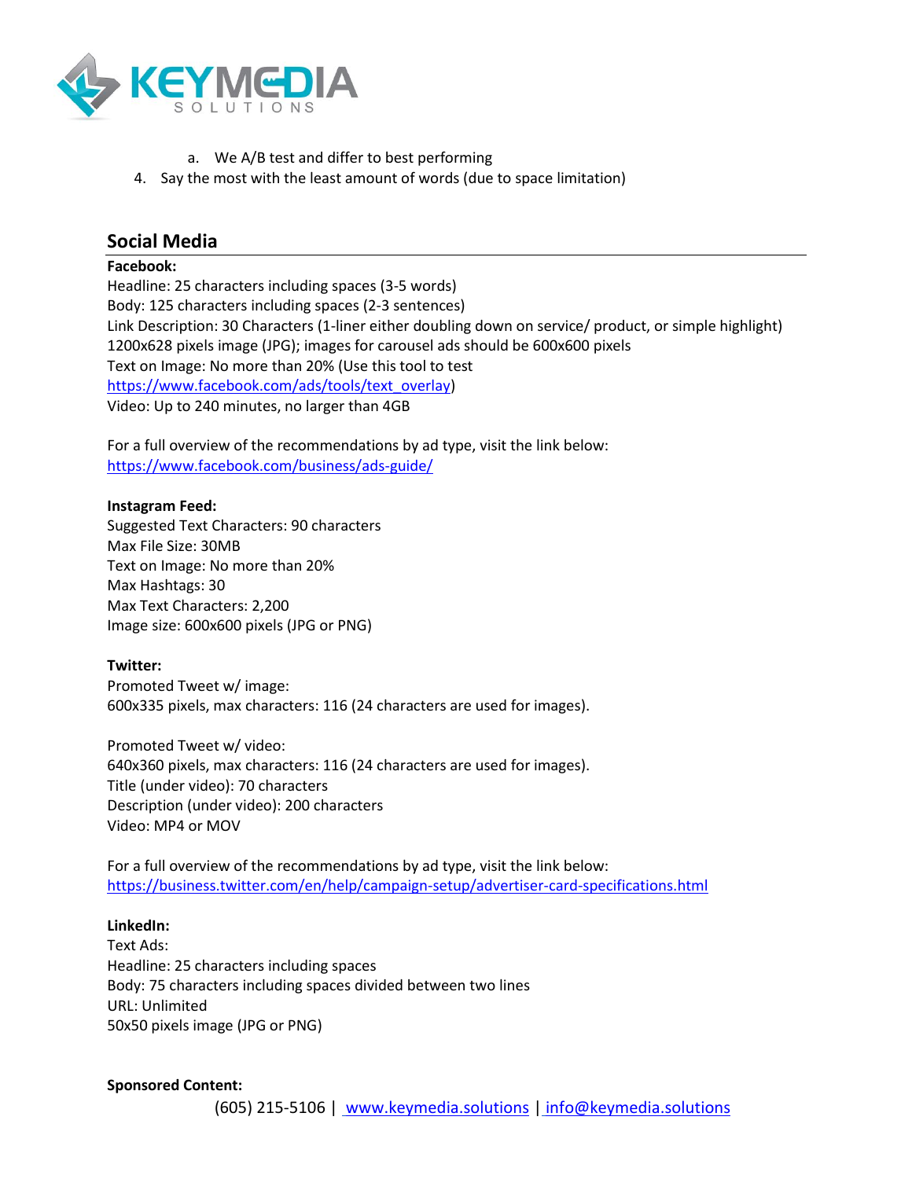a. We A/B test and differ to best performing

4. Say the most with the least amount of words (due to space limitation)

## Social Media

**Facebook:**
Headline: 25 characters including spaces (3-5 words)
Body: 125 characters including spaces (2-3 sentences)
Link Description: 30 Characters (1-liner either doubling down on service/ product, or simple highlight)
1200x628 pixels image (JPG); images for carousel ads should be 600x600 pixels
Text on Image: No more than 20% (Use this tool to test https://www.facebook.com/ads/tools/text_overlay)
Video: Up to 240 minutes, no larger than 4GB

For a full overview of the recommendations by ad type, visit the link below:
https://www.facebook.com/business/ads-guide/

**Instagram Feed:**
Suggested Text Characters: 90 characters
Max File Size: 30MB
Text on Image: No more than 20%
Max Hashtags: 30
Max Text Characters: 2,200
Image size: 600x600 pixels (JPG or PNG)

**Twitter:**
Promoted Tweet w/ image:
600x335 pixels, max characters: 116 (24 characters are used for images).

Promoted Tweet w/ video:
640x360 pixels, max characters: 116 (24 characters are used for images).
Title (under video): 70 characters
Description (under video): 200 characters
Video: MP4 or MOV

For a full overview of the recommendations by ad type, visit the link below:
https://business.twitter.com/en/help/campaign-setup/advertiser-card-specifications.html

**LinkedIn:**
Text Ads:
Headline: 25 characters including spaces
Body: 75 characters including spaces divided between two lines
URL: Unlimited
50x50 pixels image (JPG or PNG)

**Sponsored Content:**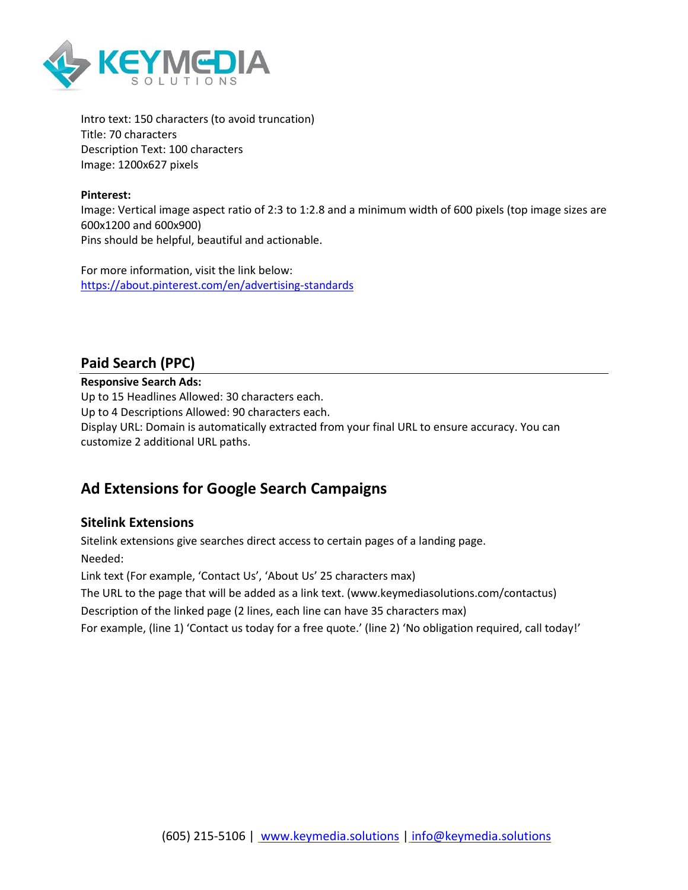Intro text: 150 characters (to avoid truncation)
Title: 70 characters
Description Text: 100 characters
Image: 1200x627 pixels

**Pinterest:**
Image: Vertical image aspect ratio of 2:3 to 1:2.8 and a minimum width of 600 pixels (top image sizes are 600x1200 and 600x900)
Pins should be helpful, beautiful and actionable.

For more information, visit the link below:
https://about.pinterest.com/en/advertising-standards

## Paid Search (PPC)

**Responsive Search Ads:**
Up to 15 Headlines Allowed: 30 characters each.
Up to 4 Descriptions Allowed: 90 characters each.
Display URL: Domain is automatically extracted from your final URL to ensure accuracy. You can customize 2 additional URL paths.

## Ad Extensions for Google Search Campaigns

### Sitelink Extensions

Sitelink extensions give searches direct access to certain pages of a landing page.

Needed:

Link text (For example, 'Contact Us', 'About Us' 25 characters max)

The URL to the page that will be added as a link text. (www.keymediasolutions.com/contactus)

Description of the linked page (2 lines, each line can have 35 characters max)

For example, (line 1) 'Contact us today for a free quote.' (line 2) 'No obligation required, call today!'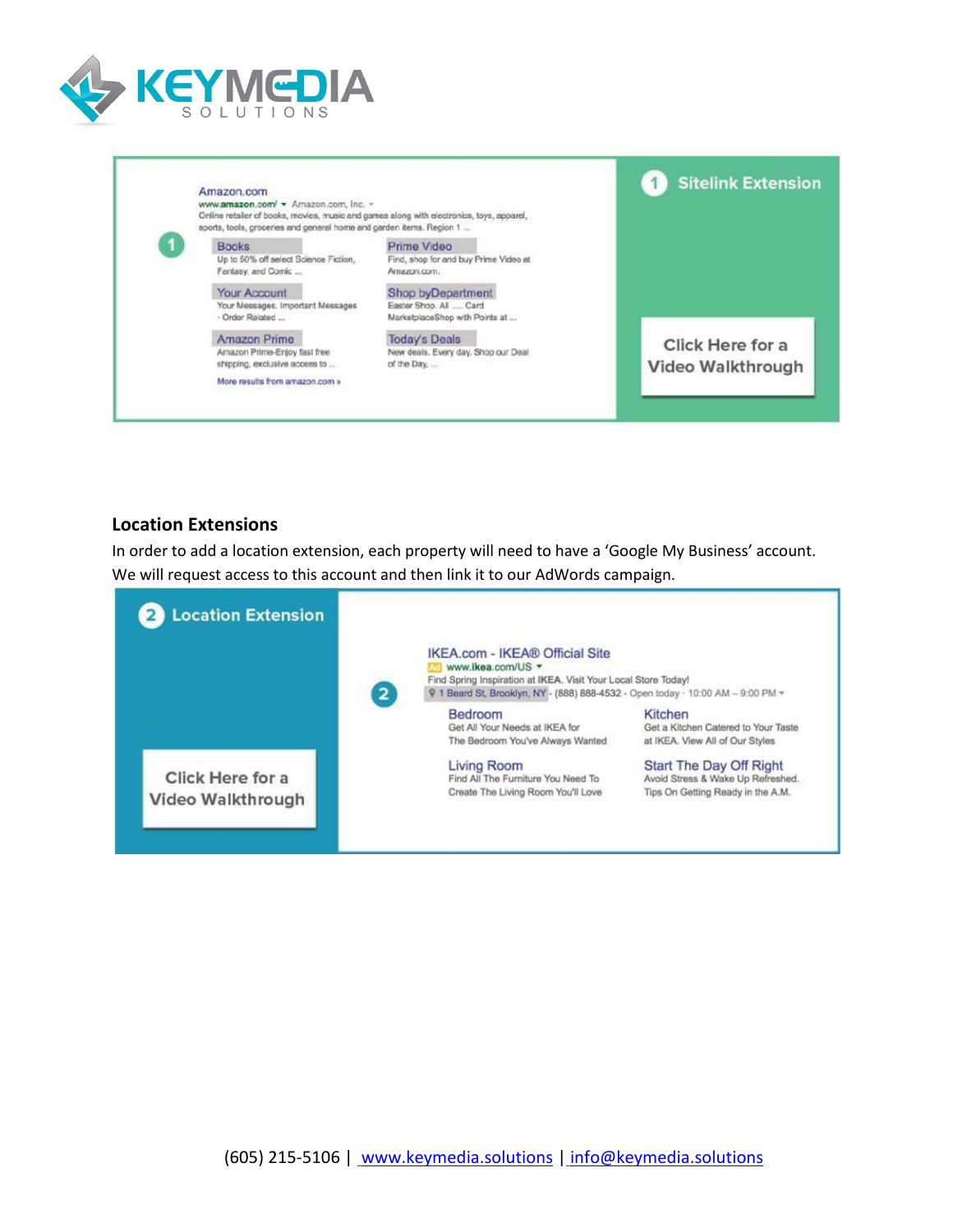**Sitelink Extension**

Amazon.com
www.amazon.com/ ▾ Amazon.com, Inc. ▾
Online retailer of books, movies, music and games along with electronics, toys, apparel, sports, tools, groceries and general home and garden items. Region 1 ...

| | |
|---|---|
| **Books**<br>Up to 50% off select Science Fiction, Fantasy, and Comic ... | **Prime Video**<br>Find, shop for and buy Prime Video at Amazon.com. |
| **Your Account**<br>Your Messages. Important Messages - Order Related ... | **Shop byDepartment**<br>Easter Shop. All ..... Card MarketplaceShop with Points at ... |
| **Amazon Prime**<br>Amazon Prime-Enjoy fast free shipping, exclusive access to ... | **Today's Deals**<br>New deals. Every day. Shop our Deal of the Day. ... |

More results from amazon.com »

Click Here for a Video Walkthrough

## Location Extensions

In order to add a location extension, each property will need to have a 'Google My Business' account. We will request access to this account and then link it to our AdWords campaign.

**Location Extension**

Click Here for a Video Walkthrough

IKEA.com - IKEA® Official Site
Ad www.ikea.com/US ▾
Find Spring Inspiration at IKEA. Visit Your Local Store Today!
1 Beard St, Brooklyn, NY - (888) 888-4532 - Open today · 10:00 AM – 9:00 PM ▾

| | |
|---|---|
| **Bedroom**<br>Get All Your Needs at IKEA for The Bedroom You've Always Wanted | **Kitchen**<br>Get a Kitchen Catered to Your Taste at IKEA. View All of Our Styles |
| **Living Room**<br>Find All The Furniture You Need To Create The Living Room You'll Love | **Start The Day Off Right**<br>Avoid Stress & Wake Up Refreshed. Tips On Getting Ready in the A.M. |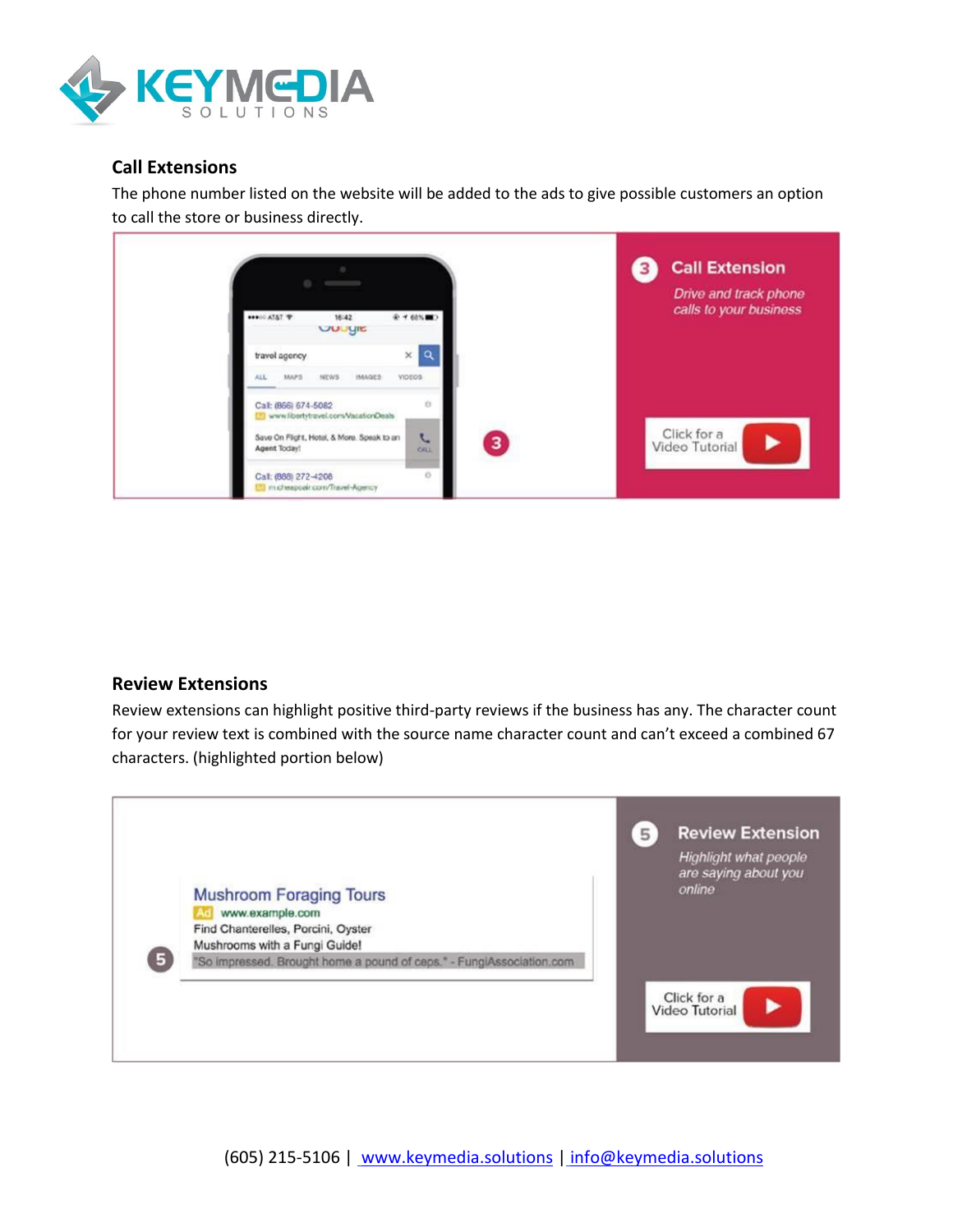## Call Extensions

The phone number listed on the website will be added to the ads to give possible customers an option to call the store or business directly.

## Review Extensions

Review extensions can highlight positive third-party reviews if the business has any. The character count for your review text is combined with the source name character count and can't exceed a combined 67 characters. (highlighted portion below)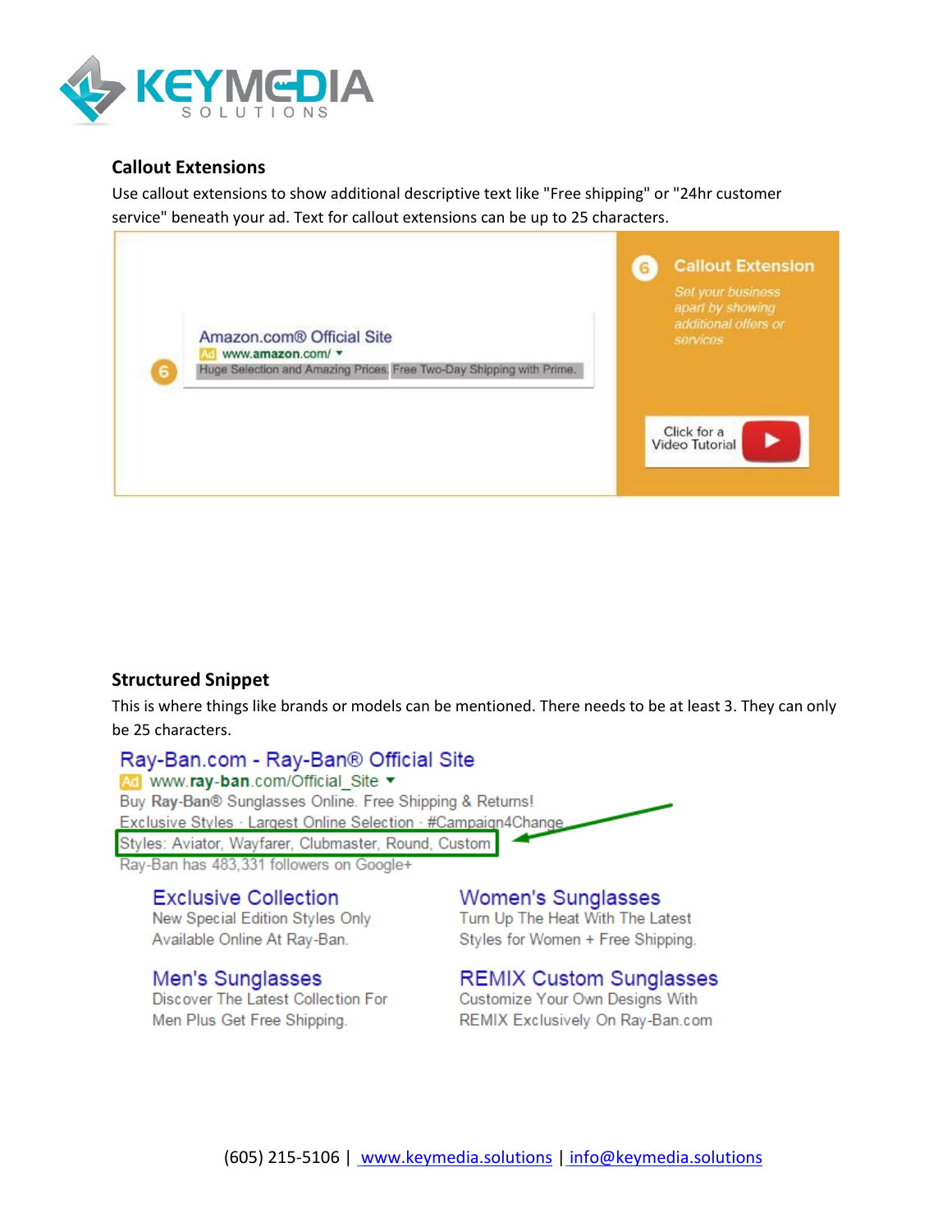### Callout Extensions

Use callout extensions to show additional descriptive text like "Free shipping" or "24hr customer service" beneath your ad. Text for callout extensions can be up to 25 characters.

### Structured Snippet

This is where things like brands or models can be mentioned. There needs to be at least 3. They can only be 25 characters.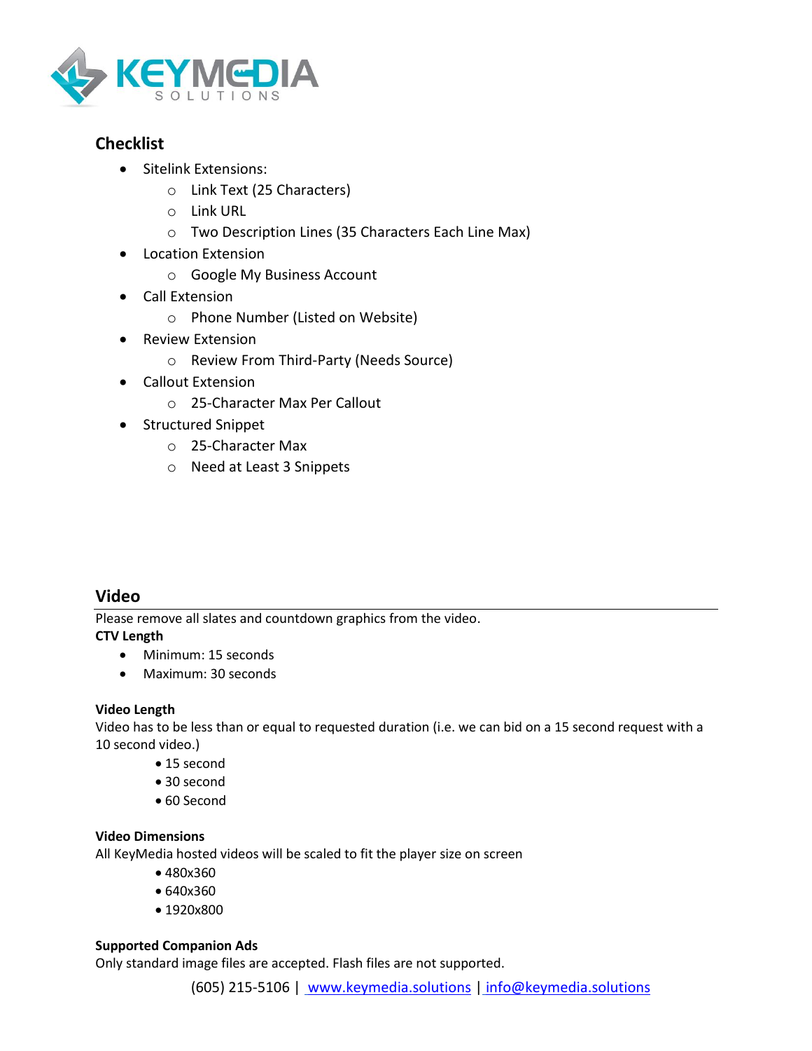## Checklist

- Sitelink Extensions:
    - Link Text (25 Characters)
    - Link URL
    - Two Description Lines (35 Characters Each Line Max)
- Location Extension
    - Google My Business Account
- Call Extension
    - Phone Number (Listed on Website)
- Review Extension
    - Review From Third-Party (Needs Source)
- Callout Extension
    - 25-Character Max Per Callout
- Structured Snippet
    - 25-Character Max
    - Need at Least 3 Snippets

## Video

Please remove all slates and countdown graphics from the video.

**CTV Length**

- Minimum: 15 seconds
- Maximum: 30 seconds

**Video Length**

Video has to be less than or equal to requested duration (i.e. we can bid on a 15 second request with a 10 second video.)

- 15 second
- 30 second
- 60 Second

**Video Dimensions**

All KeyMedia hosted videos will be scaled to fit the player size on screen

- 480x360
- 640x360
- 1920x800

**Supported Companion Ads**

Only standard image files are accepted. Flash files are not supported.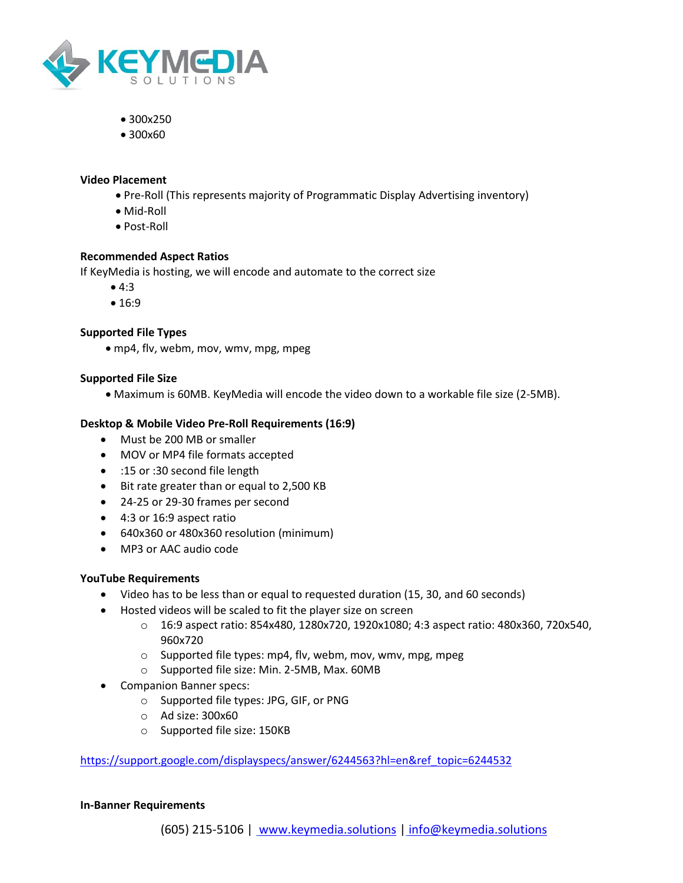- 300x250
- 300x60

**Video Placement**

- Pre-Roll (This represents majority of Programmatic Display Advertising inventory)
- Mid-Roll
- Post-Roll

**Recommended Aspect Ratios**

If KeyMedia is hosting, we will encode and automate to the correct size

- 4:3
- 16:9

**Supported File Types**

- mp4, flv, webm, mov, wmv, mpg, mpeg

**Supported File Size**

- Maximum is 60MB. KeyMedia will encode the video down to a workable file size (2-5MB).

**Desktop & Mobile Video Pre-Roll Requirements (16:9)**

- Must be 200 MB or smaller
- MOV or MP4 file formats accepted
- :15 or :30 second file length
- Bit rate greater than or equal to 2,500 KB
- 24-25 or 29-30 frames per second
- 4:3 or 16:9 aspect ratio
- 640x360 or 480x360 resolution (minimum)
- MP3 or AAC audio code

**YouTube Requirements**

- Video has to be less than or equal to requested duration (15, 30, and 60 seconds)
- Hosted videos will be scaled to fit the player size on screen
  - 16:9 aspect ratio: 854x480, 1280x720, 1920x1080; 4:3 aspect ratio: 480x360, 720x540, 960x720
  - Supported file types: mp4, flv, webm, mov, wmv, mpg, mpeg
  - Supported file size: Min. 2-5MB, Max. 60MB
- Companion Banner specs:
  - Supported file types: JPG, GIF, or PNG
  - Ad size: 300x60
  - Supported file size: 150KB

https://support.google.com/displayspecs/answer/6244563?hl=en&ref_topic=6244532

**In-Banner Requirements**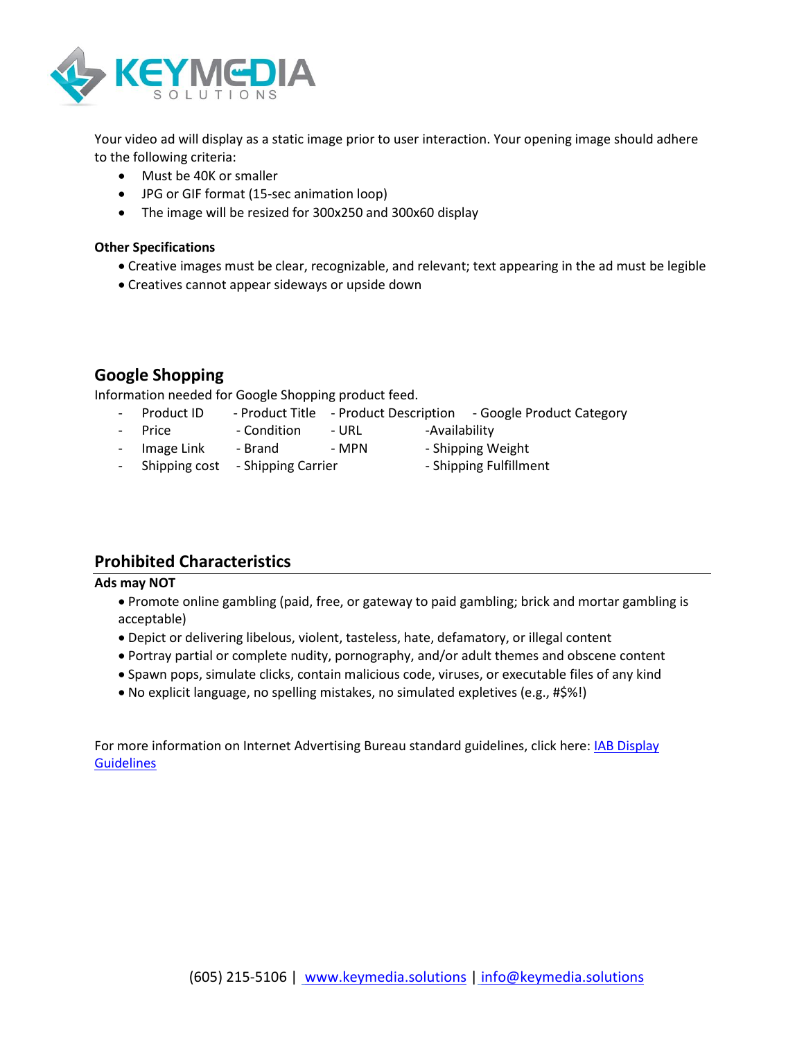Your video ad will display as a static image prior to user interaction. Your opening image should adhere to the following criteria:

- Must be 40K or smaller
- JPG or GIF format (15-sec animation loop)
- The image will be resized for 300x250 and 300x60 display

**Other Specifications**

- Creative images must be clear, recognizable, and relevant; text appearing in the ad must be legible
- Creatives cannot appear sideways or upside down

## Google Shopping

Information needed for Google Shopping product feed.

| | | | |
|---|---|---|---|
| - Product ID | - Product Title | - Product Description | - Google Product Category |
| - Price | - Condition | - URL | -Availability |
| - Image Link | - Brand | - MPN | - Shipping Weight |
| - Shipping cost | - Shipping Carrier | | - Shipping Fulfillment |

## Prohibited Characteristics

**Ads may NOT**

- Promote online gambling (paid, free, or gateway to paid gambling; brick and mortar gambling is acceptable)
- Depict or delivering libelous, violent, tasteless, hate, defamatory, or illegal content
- Portray partial or complete nudity, pornography, and/or adult themes and obscene content
- Spawn pops, simulate clicks, contain malicious code, viruses, or executable files of any kind
- No explicit language, no spelling mistakes, no simulated expletives (e.g., #$%!)

For more information on Internet Advertising Bureau standard guidelines, click here: [IAB Display Guidelines]